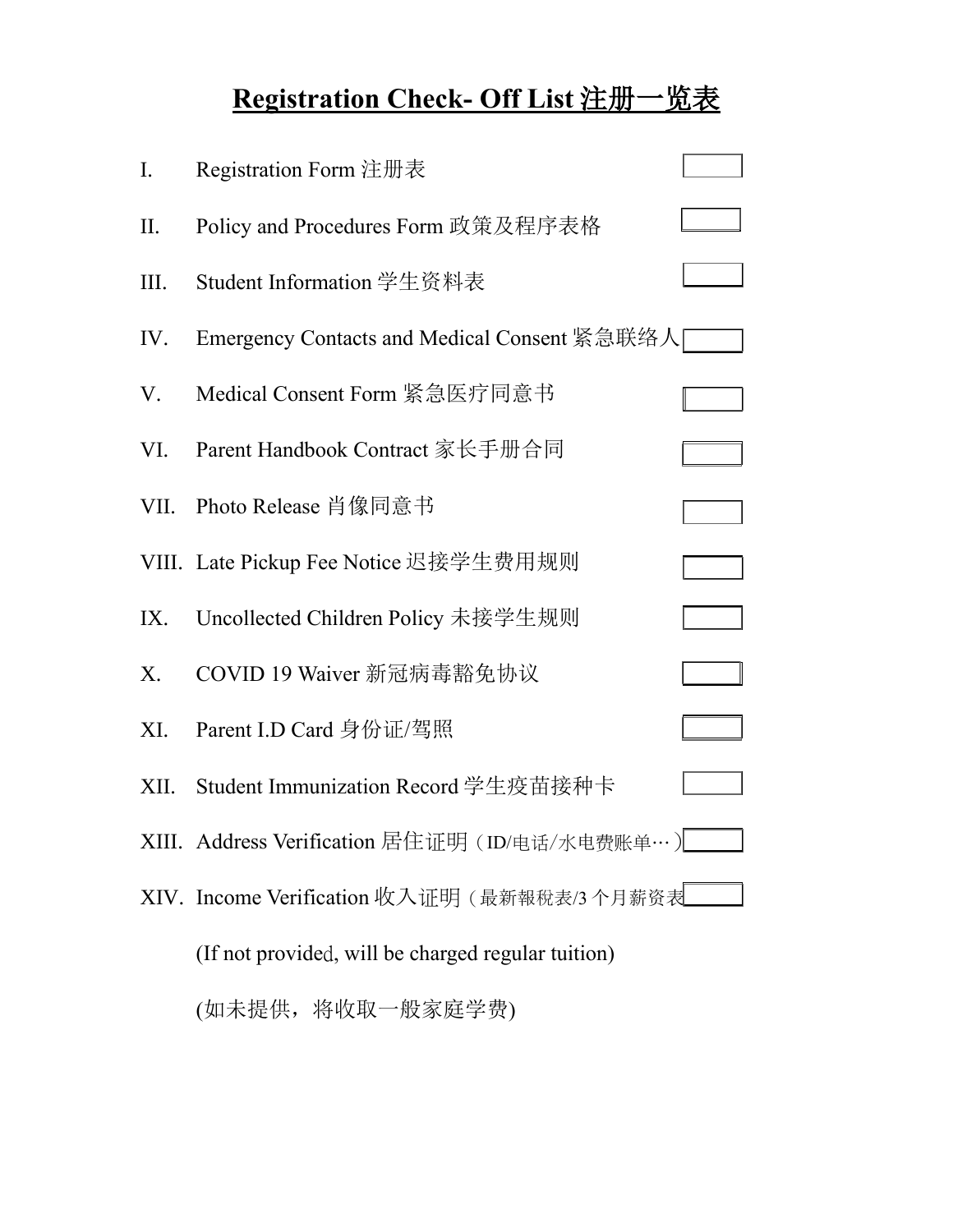# Registration Check- Off List 注册一览表

I. Registration Form 注册表 ☐

II. Policy and Procedures Form 政策及程序表格 ☐

III. Student Information 学生资料表 ☐

IV. Emergency Contacts and Medical Consent 紧急联络人 ☐

V. Medical Consent Form 紧急医疗同意书 ☐

VI. Parent Handbook Contract 家长手册合同 ☐

VII. Photo Release 肖像同意书 ☐

VIII. Late Pickup Fee Notice 迟接学生费用规则 ☐

IX. Uncollected Children Policy 未接学生规则 ☐

X. COVID 19 Waiver 新冠病毒豁免协议 ☐

XI. Parent I.D Card 身份证/驾照 ☐

XII. Student Immunization Record 学生疫苗接种卡 ☐

XIII. Address Verification 居住证明（ID/电话/水电费账单…） ☐

XIV. Income Verification 收入证明（最新報稅表/3 个月薪资表 ☐

(If not provided, will be charged regular tuition)

(如未提供，将收取一般家庭学费)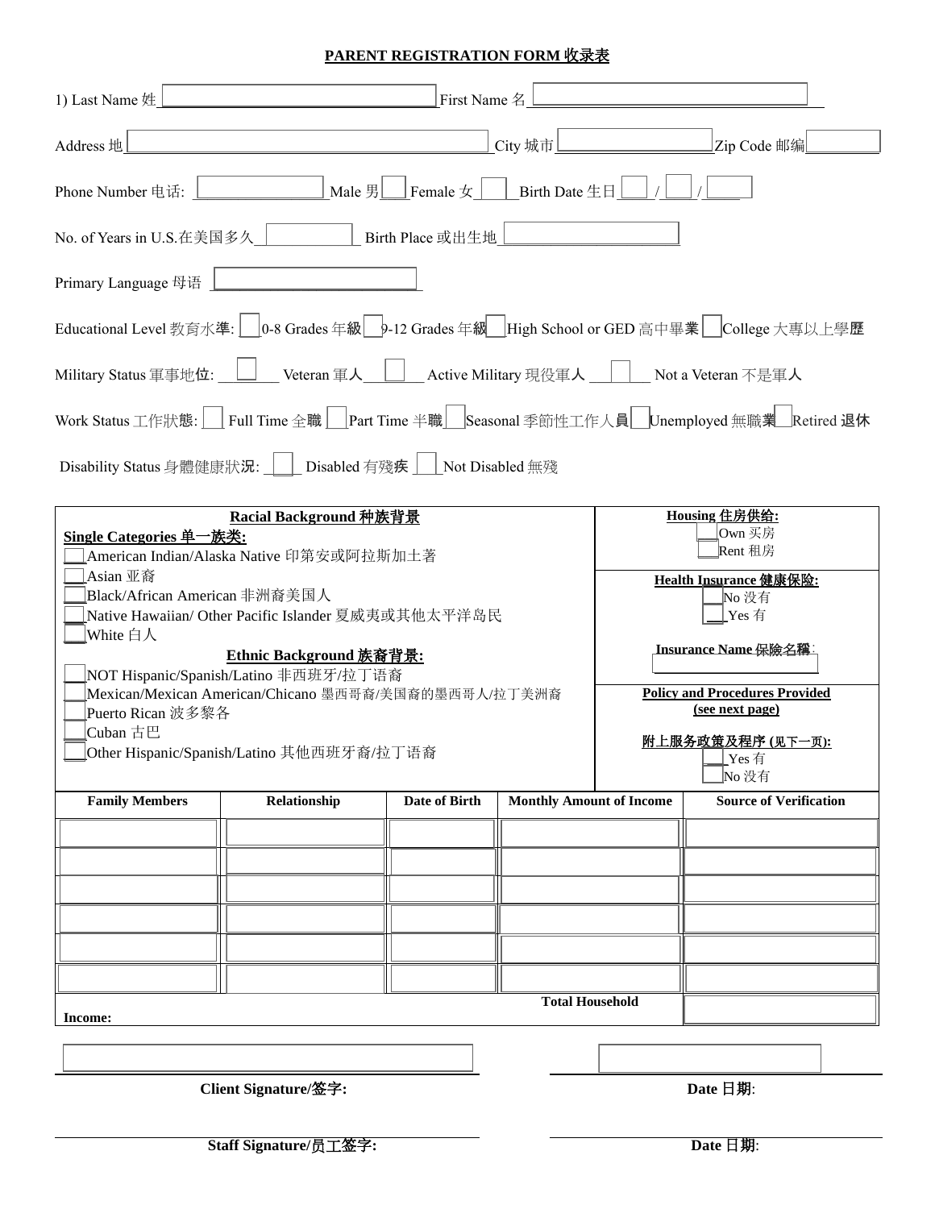# PARENT REGISTRATION FORM 收录表

1) Last Name 姓 ____________ First Name 名 ____________

Address 地 ____________ City 城市 ____________ Zip Code 邮编 ____________

Phone Number 电话: ____________ Male 男 ___ Female 女 ___ Birth Date 生日 ___ / ___ / ___

No. of Years in U.S.在美国多久 ____________ Birth Place 或出生地 ____________

Primary Language 母语 ____________

Educational Level 教育水準: ☐ 0-8 Grades 年級 ☐ 9-12 Grades 年級 ☐ High School or GED 高中畢業 ☐ College 大專以上學歷

Military Status 軍事地位: ☐ Veteran 軍人 ☐ Active Military 現役軍人 ☐ Not a Veteran 不是軍人

Work Status 工作狀態: ☐ Full Time 全職 ☐ Part Time 半職 ☐ Seasonal 季節性工作人員 ☐ Unemployed 無職業 ☐ Retired 退休

Disability Status 身體健康狀況: ☐ Disabled 有殘疾 ☐ Not Disabled 無殘

| Racial Background 种族背景 | Housing 住房供给: |
|---|---|
| **Single Categories 单一族类:**<br>___American Indian/Alaska Native 印第安或阿拉斯加土著<br>___Asian 亚裔<br>___Black/African American 非洲裔美国人<br>___Native Hawaiian/ Other Pacific Islander 夏威夷或其他太平洋岛民<br>___White 白人 | ___Own 买房<br>___Rent 租房<br><br>**Health Insurance 健康保险:**<br>___No 没有<br>___Yes 有<br><br>**Insurance Name 保险名稱**: ____________ |
| **Ethnic Background 族裔背景:**<br>___NOT Hispanic/Spanish/Latino 非西班牙/拉丁语裔<br>___Mexican/Mexican American/Chicano 墨西哥裔/美国裔的墨西哥人/拉丁美洲裔<br>___Puerto Rican 波多黎各<br>___Cuban 古巴<br>___Other Hispanic/Spanish/Latino 其他西班牙裔/拉丁语裔 | **Policy and Procedures Provided (see next page)**<br>**附上服务政策及程序 (见下一页):**<br>___Yes 有<br>___No 没有 |

| Family Members | Relationship | Date of Birth | Monthly Amount of Income | Source of Verification |
|---|---|---|---|---|
| | | | | |
| | | | | |
| | | | | |
| | | | | |
| | | | | |
| | | | | |
| **Total Household Income:** | | | | |

____________________ ____________________

**Client Signature/签字:** **Date 日期**:

____________________ ____________________

**Staff Signature/员工签字:** **Date 日期**: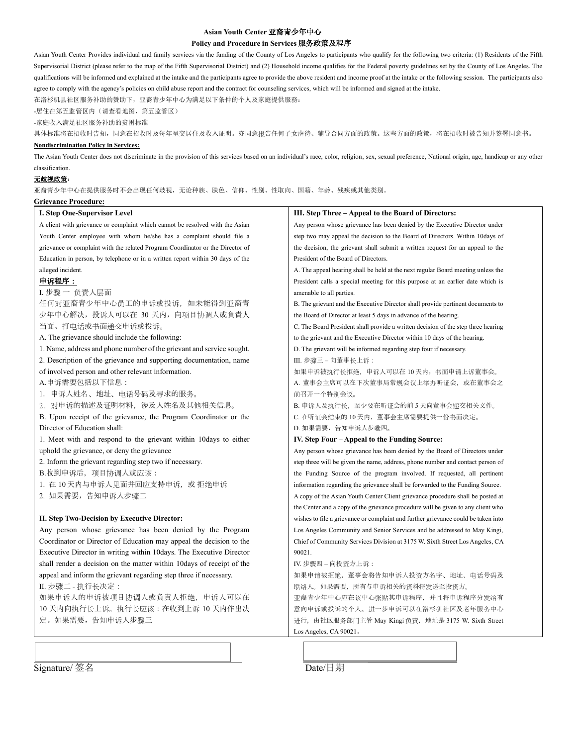**Asian Youth Center 亚裔青少年中心**

**Policy and Procedure in Services 服务政策及程序**

Asian Youth Center Provides individual and family services via the funding of the County of Los Angeles to participants who qualify for the following two criteria: (1) Residents of the Fifth Supervisorial District (please refer to the map of the Fifth Supervisorial District) and (2) Household income qualifies for the Federal poverty guidelines set by the County of Los Angeles. The qualifications will be informed and explained at the intake and the participants agree to provide the above resident and income proof at the intake or the following session. The participants also agree to comply with the agency's policies on child abuse report and the contract for counseling services, which will be informed and signed at the intake.

在洛杉矶县社区服务补助的赞助下，亚裔青少年中心为满足以下条件的个人及家庭提供服务：

-居住在第五监管区内（请查看地图，第五监管区）

-家庭收入满足社区服务补助的贫困标准

具体标准将在招收时告知，同意在招收时及每年呈交居住及收入证明。亦同意报告任何子女虐待、辅导合同方面的政策。这些方面的政策，将在招收时被告知并签署同意书。

**Nondiscrimination Policy in Services:**

The Asian Youth Center does not discriminate in the provision of this services based on an individual's race, color, religion, sex, sexual preference, National origin, age, handicap or any other classification.

**无歧视政策**：

亚裔青少年中心在提供服务时不会出现任何歧视，无论种族、肤色、信仰、性别、性取向、国籍、年龄、残疾或其他类别。

**Grievance Procedure:**

**I. Step One-Supervisor Level**

A client with grievance or complaint which cannot be resolved with the Asian Youth Center employee with whom he/she has a complaint should file a grievance or complaint with the related Program Coordinator or the Director of Education in person, by telephone or in a written report within 30 days of the alleged incident.

**申诉程序：**

I. 步骤一 负责人层面

任何对亚裔青少年中心员工的申诉或投诉，如未能得到亚裔青少年中心解决，投诉人可以在 30 天内，向项目协调人或负責人当面、打电话或书面递交申诉或投诉。

A. The grievance should include the following:

1. Name, address and phone number of the grievant and service sought.
2. Description of the grievance and supporting documentation, name of involved person and other relevant information.

A.申诉需要包括以下信息：

1. 申诉人姓名、地址、电话号码及寻求的服务。
2. 对申诉的描述及证明材料，涉及人姓名及其他相关信息。

B. Upon receipt of the grievance, the Program Coordinator or the Director of Education shall:

1. Meet with and respond to the grievant within 10days to either uphold the grievance, or deny the grievance
2. Inform the grievant regarding step two if necessary.

B.收到申诉后，项目协调人或应该：

1. 在 10 天内与申诉人见面并回应支持申诉，或拒绝申诉
2. 如果需要，告知申诉人步骤二

**II. Step Two-Decision by Executive Director:**

Any person whose grievance has been denied by the Program Coordinator or Director of Education may appeal the decision to the Executive Director in writing within 10days. The Executive Director shall render a decision on the matter within 10days of receipt of the appeal and inform the grievant regarding step three if necessary.

II. 步骤二 - 执行长决定：

如果申诉人的申诉被项目协调人或负責人拒绝，申诉人可以在 10 天内向执行长上诉。执行长应该：在收到上诉 10 天内作出决定。如果需要，告知申诉人步骤三

**III. Step Three – Appeal to the Board of Directors:**

Any person whose grievance has been denied by the Executive Director under step two may appeal the decision to the Board of Directors. Within 10days of the decision, the grievant shall submit a written request for an appeal to the President of the Board of Directors.

A. The appeal hearing shall be held at the next regular Board meeting unless the President calls a special meeting for this purpose at an earlier date which is amenable to all parties.

B. The grievant and the Executive Director shall provide pertinent documents to the Board of Director at least 5 days in advance of the hearing.

C. The Board President shall provide a written decision of the step three hearing to the grievant and the Executive Director within 10 days of the hearing.

D. The grievant will be informed regarding step four if necessary.

III. 步骤三 – 向董事长上诉：

如果申诉被执行长拒绝，申诉人可以在 10 天内，书面申请上诉董事会。

A. 董事会主席可以在下次董事局常规会议上举办听证会，或在董事会之前召开一个特别会议。

B. 申诉人及执行长，至少要在听证会的前 5 天向董事会递交相关文件。

C. 在听证会结束的 10 天内，董事会主席需要提供一份书面决定。

D. 如果需要，告知申诉人步骤四。

**IV. Step Four – Appeal to the Funding Source:**

Any person whose grievance has been denied by the Board of Directors under step three will be given the name, address, phone number and contact person of the Funding Source of the program involved. If requested, all pertinent information regarding the grievance shall be forwarded to the Funding Source.

A copy of the Asian Youth Center Client grievance procedure shall be posted at the Center and a copy of the grievance procedure will be given to any client who wishes to file a grievance or complaint and further grievance could be taken into Los Angeles Community and Senior Services and be addressed to May Kingi, Chief of Community Services Division at 3175 W. Sixth Street Los Angeles, CA 90021.

IV. 步骤四 – 向投资方上诉：

如果申请被拒绝，董事会将告知申诉人投资方名字、地址、电话号码及联络人。如果需要，所有与申诉相关的资料将发送至投资方。

亚裔青少年中心应在该中心张贴其申诉程序，并且将申诉程序分发给有意向申诉或投诉的个人。进一步申诉可以在洛杉矶社区及老年服务中心进行，由社区服务部门主管 May Kingi 负责，地址是 3175 W. Sixth Street Los Angeles, CA 90021。

Signature/ 签名 ____________________

Date/日期 ____________________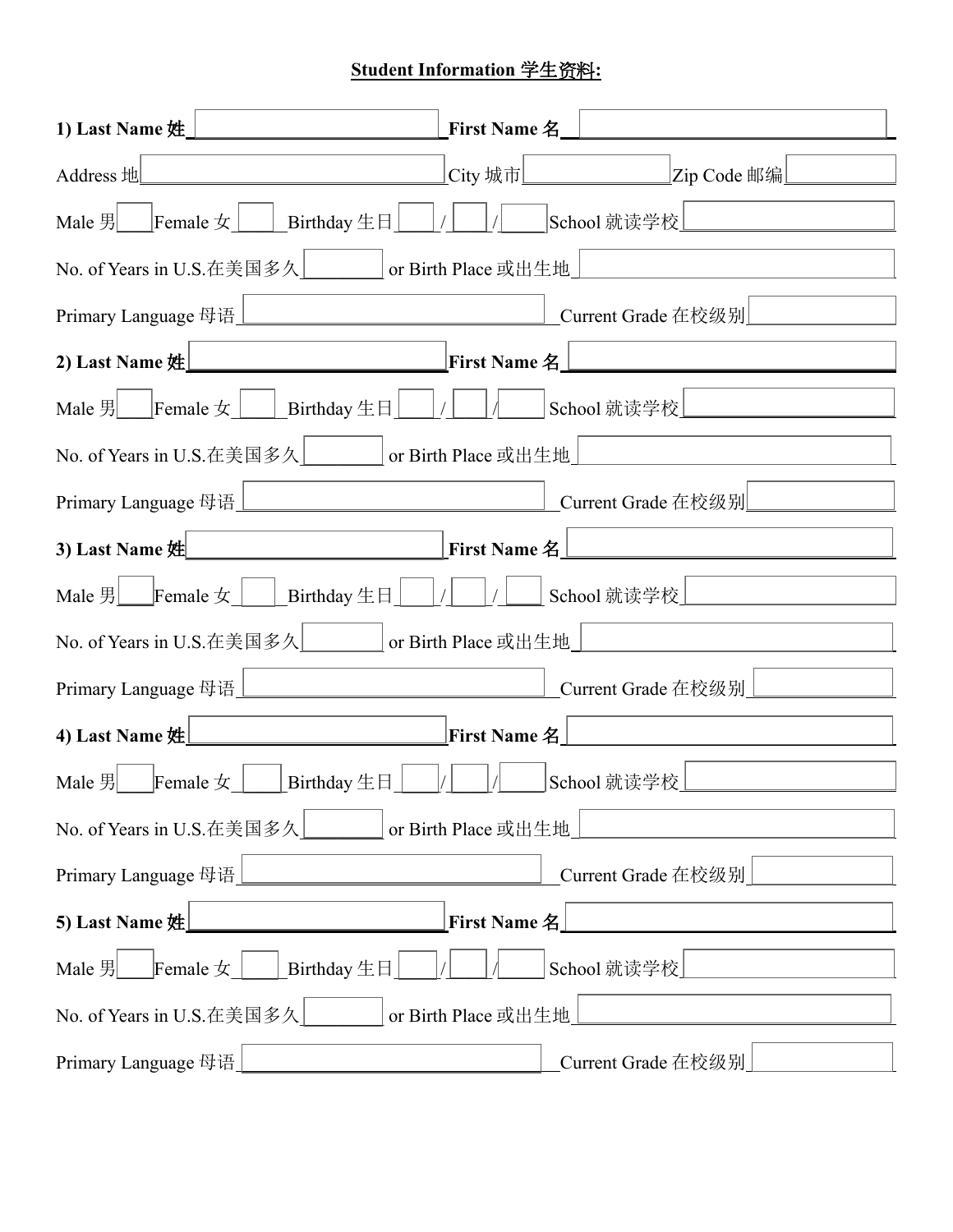**Student Information 学生资料:**

**1) Last Name 姓** ____________ **First Name 名** ____________

Address 地 ____________ City 城市 ____________ Zip Code 邮编 ____________

Male 男 ____ Female 女 ____ Birthday 生日 ____ / ____ / ____ School 就读学校 ____________

No. of Years in U.S.在美国多久 ________ or Birth Place 或出生地 ____________

Primary Language 母语 ____________ Current Grade 在校级别 ____________

**2) Last Name 姓** ____________ **First Name 名** ____________

Male 男 ____ Female 女 ____ Birthday 生日 ____ / ____ / ____ School 就读学校 ____________

No. of Years in U.S.在美国多久 ________ or Birth Place 或出生地 ____________

Primary Language 母语 ____________ Current Grade 在校级别 ____________

**3) Last Name 姓** ____________ **First Name 名** ____________

Male 男 ____ Female 女 ____ Birthday 生日 ____ / ____ / ____ School 就读学校 ____________

No. of Years in U.S.在美国多久 ________ or Birth Place 或出生地 ____________

Primary Language 母语 ____________ Current Grade 在校级别 ____________

**4) Last Name 姓** ____________ **First Name 名** ____________

Male 男 ____ Female 女 ____ Birthday 生日 ____ / ____ / ____ School 就读学校 ____________

No. of Years in U.S.在美国多久 ________ or Birth Place 或出生地 ____________

Primary Language 母语 ____________ Current Grade 在校级别 ____________

**5) Last Name 姓** ____________ **First Name 名** ____________

Male 男 ____ Female 女 ____ Birthday 生日 ____ / ____ / ____ School 就读学校 ____________

No. of Years in U.S.在美国多久 ________ or Birth Place 或出生地 ____________

Primary Language 母语 ____________ Current Grade 在校级别 ____________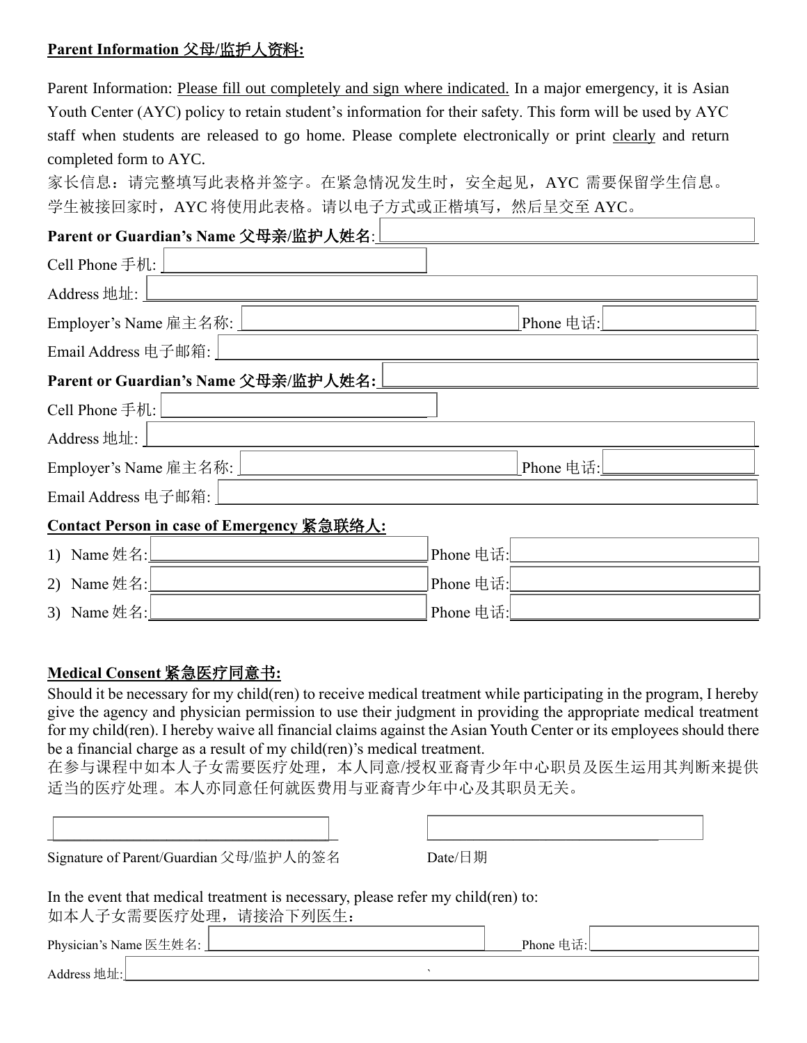**Parent Information 父母/监护人资料:**

Parent Information: Please fill out completely and sign where indicated. In a major emergency, it is Asian Youth Center (AYC) policy to retain student's information for their safety. This form will be used by AYC staff when students are released to go home. Please complete electronically or print clearly and return completed form to AYC.

家长信息：请完整填写此表格并签字。在紧急情况发生时，安全起见，AYC 需要保留学生信息。学生被接回家时，AYC 将使用此表格。请以电子方式或正楷填写，然后呈交至 AYC。

**Parent or Guardian's Name 父母亲/监护人姓名**: ______________________

Cell Phone 手机: ______________________

Address 地址: ______________________

Employer's Name 雇主名称: ______________________ Phone 电话: ______________________

Email Address 电子邮箱: ______________________

**Parent or Guardian's Name 父母亲/监护人姓名:** ______________________

Cell Phone 手机: ______________________

Address 地址: ______________________

Employer's Name 雇主名称: ______________________ Phone 电话: ______________________

Email Address 电子邮箱: ______________________

**Contact Person in case of Emergency 紧急联络人:**

1) Name 姓名: ______________________ Phone 电话: ______________________
2) Name 姓名: ______________________ Phone 电话: ______________________
3) Name 姓名: ______________________ Phone 电话: ______________________

**Medical Consent 紧急医疗同意书:**

Should it be necessary for my child(ren) to receive medical treatment while participating in the program, I hereby give the agency and physician permission to use their judgment in providing the appropriate medical treatment for my child(ren). I hereby waive all financial claims against the Asian Youth Center or its employees should there be a financial charge as a result of my child(ren)'s medical treatment.

在参与课程中如本人子女需要医疗处理，本人同意/授权亚裔青少年中心职员及医生运用其判断来提供适当的医疗处理。本人亦同意任何就医费用与亚裔青少年中心及其职员无关。

______________________ ______________________

Signature of Parent/Guardian 父母/监护人的签名 Date/日期

In the event that medical treatment is necessary, please refer my child(ren) to:
如本人子女需要医疗处理，请接洽下列医生：

Physician's Name 医生姓名: ______________________ Phone 电话: ______________________

Address 地址: ______________________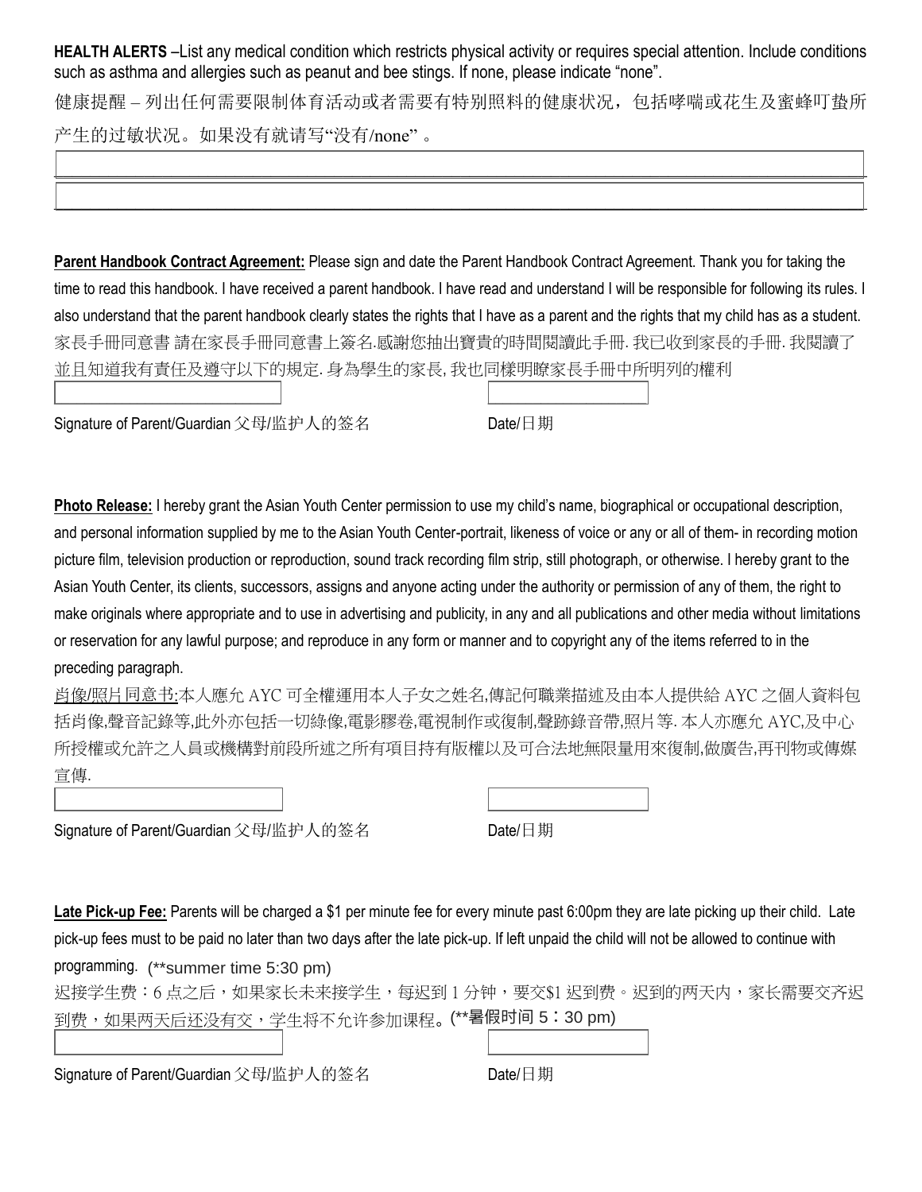**HEALTH ALERTS** –List any medical condition which restricts physical activity or requires special attention. Include conditions such as asthma and allergies such as peanut and bee stings. If none, please indicate "none".

健康提醒 – 列出任何需要限制体育活动或者需要有特别照料的健康状况，包括哮喘或花生及蜜蜂叮蛰所产生的过敏状况。如果没有就请写"没有/none" 。

**Parent Handbook Contract Agreement:** Please sign and date the Parent Handbook Contract Agreement. Thank you for taking the time to read this handbook. I have received a parent handbook. I have read and understand I will be responsible for following its rules. I also understand that the parent handbook clearly states the rights that I have as a parent and the rights that my child has as a student.
家長手冊同意書 請在家長手冊同意書上簽名.感謝您抽出寶貴的時間閱讀此手冊. 我已收到家長的手冊. 我閱讀了並且知道我有責任及遵守以下的規定. 身為學生的家長, 我也同樣明瞭家長手冊中所明列的權利

Signature of Parent/Guardian 父母/监护人的签名 Date/日期

**Photo Release:** I hereby grant the Asian Youth Center permission to use my child's name, biographical or occupational description, and personal information supplied by me to the Asian Youth Center-portrait, likeness of voice or any or all of them- in recording motion picture film, television production or reproduction, sound track recording film strip, still photograph, or otherwise. I hereby grant to the Asian Youth Center, its clients, successors, assigns and anyone acting under the authority or permission of any of them, the right to make originals where appropriate and to use in advertising and publicity, in any and all publications and other media without limitations or reservation for any lawful purpose; and reproduce in any form or manner and to copyright any of the items referred to in the preceding paragraph.

肖像/照片同意书:本人應允 AYC 可全權運用本人子女之姓名,傳記何職業描述及由本人提供給 AYC 之個人資料包括肖像,聲音記錄等,此外亦包括一切錄像,電影膠卷,電視制作或復制,聲跡錄音帶,照片等. 本人亦應允 AYC,及中心所授權或允許之人員或機構對前段所述之所有項目持有版權以及可合法地無限量用來復制,做廣告,再刊物或傳媒宣傳.

Signature of Parent/Guardian 父母/监护人的签名 Date/日期

**Late Pick-up Fee:** Parents will be charged a $1 per minute fee for every minute past 6:00pm they are late picking up their child. Late pick-up fees must to be paid no later than two days after the late pick-up. If left unpaid the child will not be allowed to continue with programming. (**summer time 5:30 pm)

迟接学生费：6 点之后，如果家长未来接学生，每迟到 1 分钟，要交$1 迟到费。迟到的两天内，家长需要交齐迟到费，如果两天后还没有交，学生将不允许参加课程。(**暑假时间 5：30 pm)

Signature of Parent/Guardian 父母/监护人的签名 Date/日期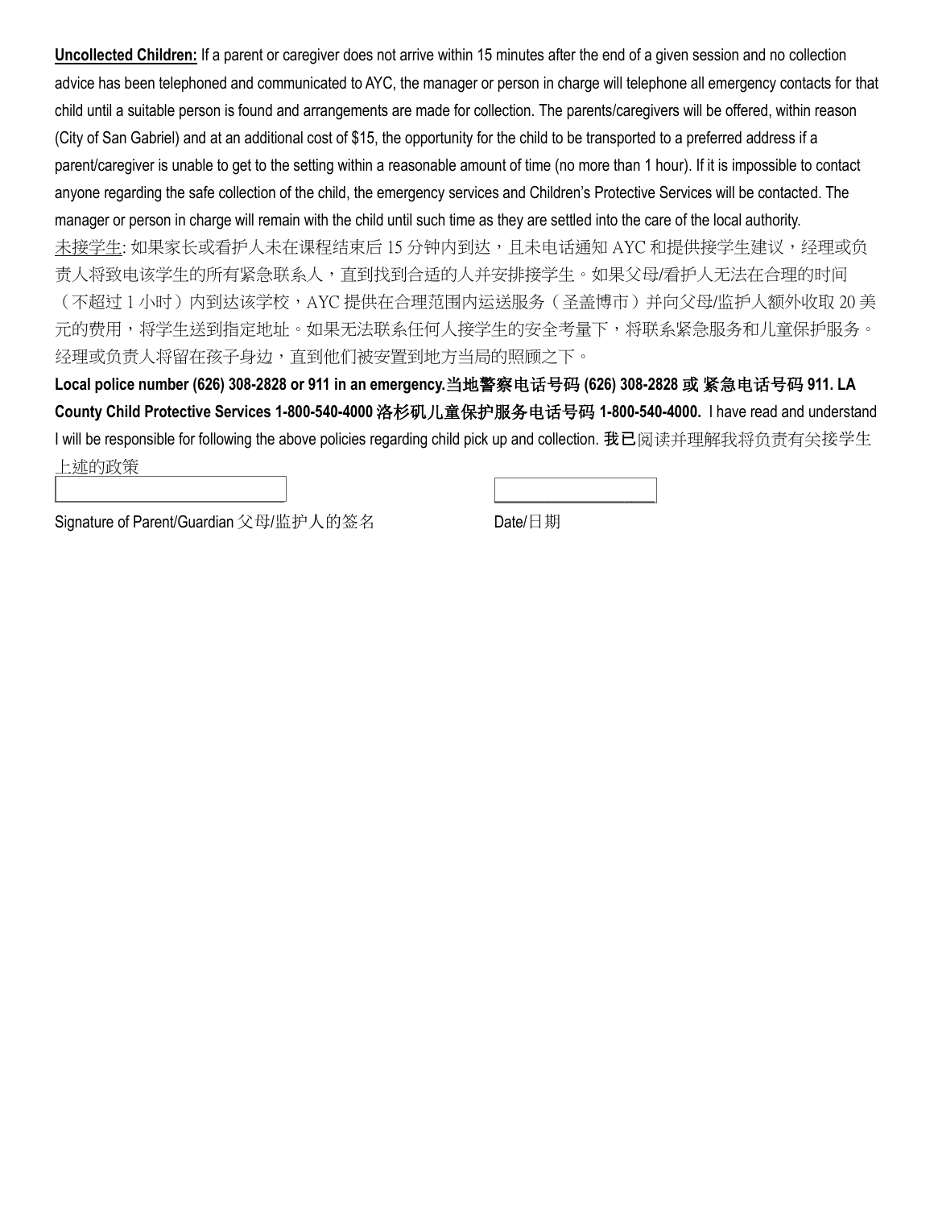<u>**Uncollected Children:**</u> If a parent or caregiver does not arrive within 15 minutes after the end of a given session and no collection advice has been telephoned and communicated to AYC, the manager or person in charge will telephone all emergency contacts for that child until a suitable person is found and arrangements are made for collection. The parents/caregivers will be offered, within reason (City of San Gabriel) and at an additional cost of $15, the opportunity for the child to be transported to a preferred address if a parent/caregiver is unable to get to the setting within a reasonable amount of time (no more than 1 hour). If it is impossible to contact anyone regarding the safe collection of the child, the emergency services and Children's Protective Services will be contacted. The manager or person in charge will remain with the child until such time as they are settled into the care of the local authority.

<u>未接学生</u>: 如果家长或看护人未在课程结束后 15 分钟内到达，且未电话通知 AYC 和提供接学生建议，经理或负责人将致电该学生的所有紧急联系人，直到找到合适的人并安排接学生。如果父母/看护人无法在合理的时间（不超过 1 小时）内到达该学校，AYC 提供在合理范围内运送服务（圣盖博市）并向父母/监护人额外收取 20 美元的费用，将学生送到指定地址。如果无法联系任何人接学生的安全考量下，将联系紧急服务和儿童保护服务。经理或负责人将留在孩子身边，直到他们被安置到地方当局的照顾之下。

**Local police number (626) 308-2828 or 911 in an emergency.当地警察电话号码 (626) 308-2828 或 紧急电话号码 911. LA County Child Protective Services 1-800-540-4000 洛杉矶儿童保护服务电话号码 1-800-540-4000.** I have read and understand I will be responsible for following the above policies regarding child pick up and collection. **我已**阅读并理解我将负责有关接学生上述的政策

Signature of Parent/Guardian 父母/监护人的签名 ____________________

Date/日期 ____________________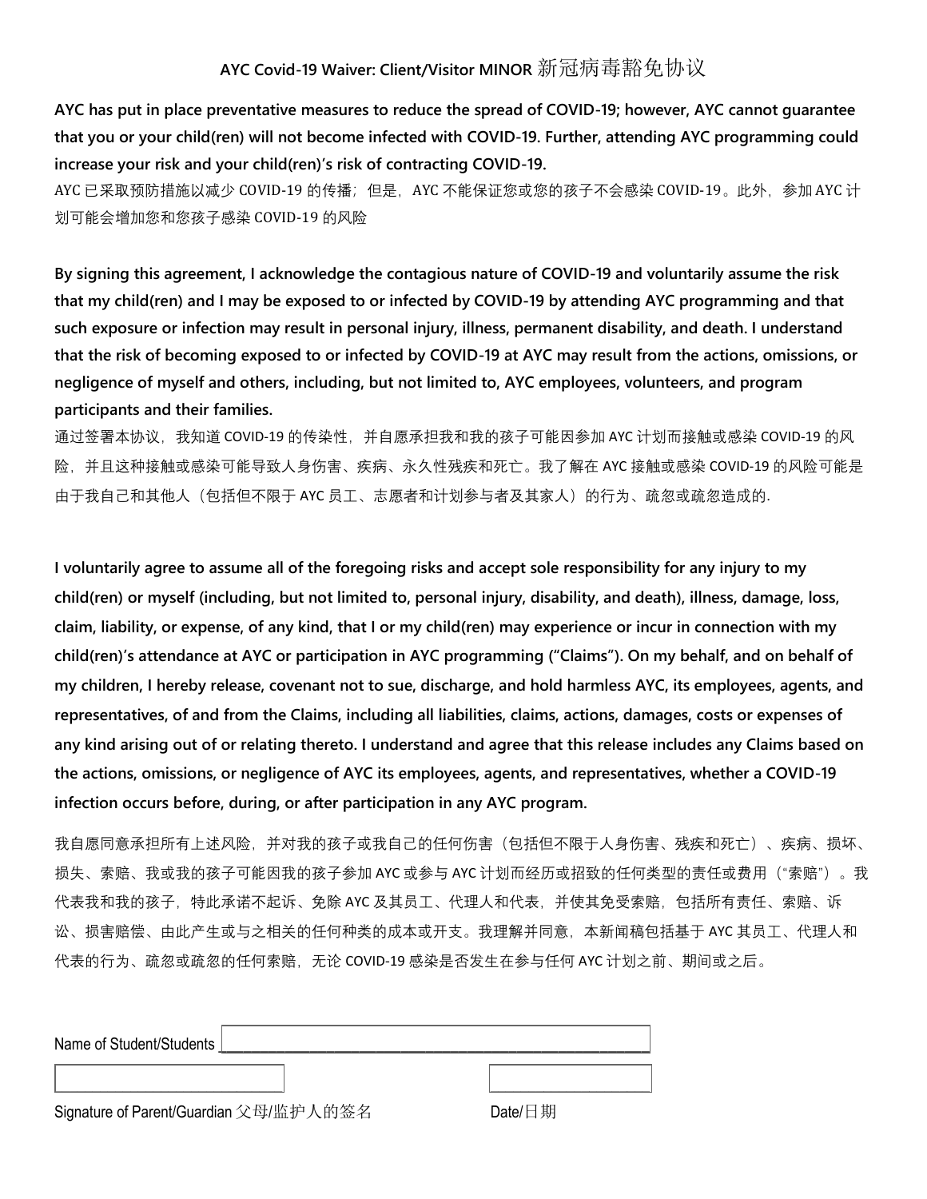# AYC Covid-19 Waiver: Client/Visitor MINOR 新冠病毒豁免协议

**AYC has put in place preventative measures to reduce the spread of COVID-19; however, AYC cannot guarantee that you or your child(ren) will not become infected with COVID-19. Further, attending AYC programming could increase your risk and your child(ren)'s risk of contracting COVID-19.**

AYC 已采取预防措施以减少 COVID-19 的传播；但是，AYC 不能保证您或您的孩子不会感染 COVID-19。此外，参加 AYC 计划可能会增加您和您孩子感染 COVID-19 的风险

**By signing this agreement, I acknowledge the contagious nature of COVID-19 and voluntarily assume the risk that my child(ren) and I may be exposed to or infected by COVID-19 by attending AYC programming and that such exposure or infection may result in personal injury, illness, permanent disability, and death. I understand that the risk of becoming exposed to or infected by COVID-19 at AYC may result from the actions, omissions, or negligence of myself and others, including, but not limited to, AYC employees, volunteers, and program participants and their families.**

通过签署本协议，我知道 COVID-19 的传染性，并自愿承担我和我的孩子可能因参加 AYC 计划而接触或感染 COVID-19 的风险，并且这种接触或感染可能导致人身伤害、疾病、永久性残疾和死亡。我了解在 AYC 接触或感染 COVID-19 的风险可能是由于我自己和其他人（包括但不限于 AYC 员工、志愿者和计划参与者及其家人）的行为、疏忽或疏忽造成的.

**I voluntarily agree to assume all of the foregoing risks and accept sole responsibility for any injury to my child(ren) or myself (including, but not limited to, personal injury, disability, and death), illness, damage, loss, claim, liability, or expense, of any kind, that I or my child(ren) may experience or incur in connection with my child(ren)'s attendance at AYC or participation in AYC programming ("Claims"). On my behalf, and on behalf of my children, I hereby release, covenant not to sue, discharge, and hold harmless AYC, its employees, agents, and representatives, of and from the Claims, including all liabilities, claims, actions, damages, costs or expenses of any kind arising out of or relating thereto. I understand and agree that this release includes any Claims based on the actions, omissions, or negligence of AYC its employees, agents, and representatives, whether a COVID-19 infection occurs before, during, or after participation in any AYC program.**

我自愿同意承担所有上述风险，并对我的孩子或我自己的任何伤害（包括但不限于人身伤害、残疾和死亡）、疾病、损坏、损失、索赔、我或我的孩子可能因我的孩子参加 AYC 或参与 AYC 计划而经历或招致的任何类型的责任或费用（"索赔"）。我代表我和我的孩子，特此承诺不起诉、免除 AYC 及其员工、代理人和代表，并使其免受索赔，包括所有责任、索赔、诉讼、损害赔偿、由此产生或与之相关的任何种类的成本或开支。我理解并同意，本新闻稿包括基于 AYC 其员工、代理人和代表的行为、疏忽或疏忽的任何索赔，无论 COVID-19 感染是否发生在参与任何 AYC 计划之前、期间或之后。

Name of Student/Students ______________________________

______________________________ ______________

Signature of Parent/Guardian 父母/监护人的签名 Date/日期